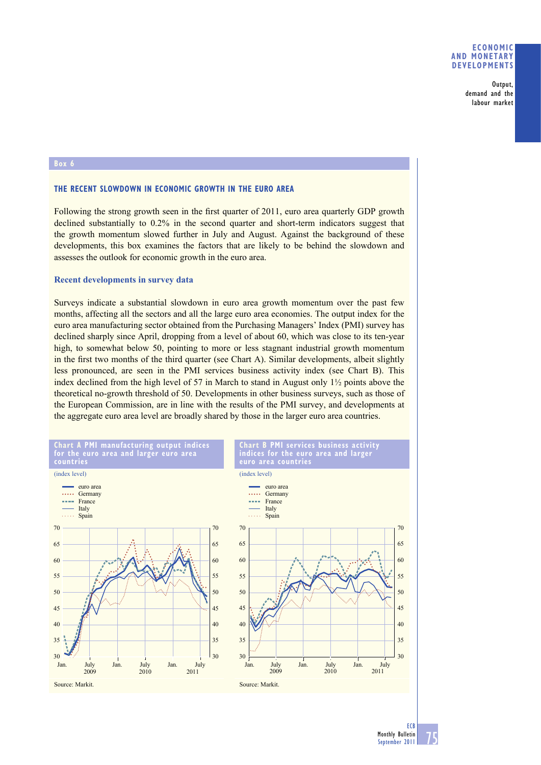## Box 6

### THE RECENT SLOWDOWN IN ECONOMIC GROWTH IN THE EURO AREA

Following the strong growth seen in the first quarter of 2011, euro area quarterly GDP growth declined substantially to 0.2% in the second quarter and short-term indicators suggest that the growth momentum slowed further in July and August. Against the background of these developments, this box examines the factors that are likely to be behind the slowdown and assesses the outlook for economic growth in the euro area.

#### Recent developments in survey data

Surveys indicate a substantial slowdown in euro area growth momentum over the past few months, affecting all the sectors and all the large euro area economies. The output index for the euro area manufacturing sector obtained from the Purchasing Managers' Index (PMI) survey has declined sharply since April, dropping from a level of about 60, which was close to its ten-year high, to somewhat below 50, pointing to more or less stagnant industrial growth momentum in the first two months of the third quarter (see Chart A). Similar developments, albeit slightly less pronounced, are seen in the PMI services business activity index (see Chart B). This index declined from the high level of 57 in March to stand in August only 1½ points above the theoretical no-growth threshold of 50. Developments in other business surveys, such as those of the European Commission, are in line with the results of the PMI survey, and developments at the aggregate euro area level are broadly shared by those in the larger euro area countries.

**Chart A PMI manufacturing output indices for the euro area and larger euro area countries**

(index level)

Legend: euro area; Germany; France; Italy; Spain

Source: Markit.

**Chart B PMI services business activity indices for the euro area and larger euro area countries**

(index level)

Legend: euro area; Germany; France; Italy; Spain

Source: Markit.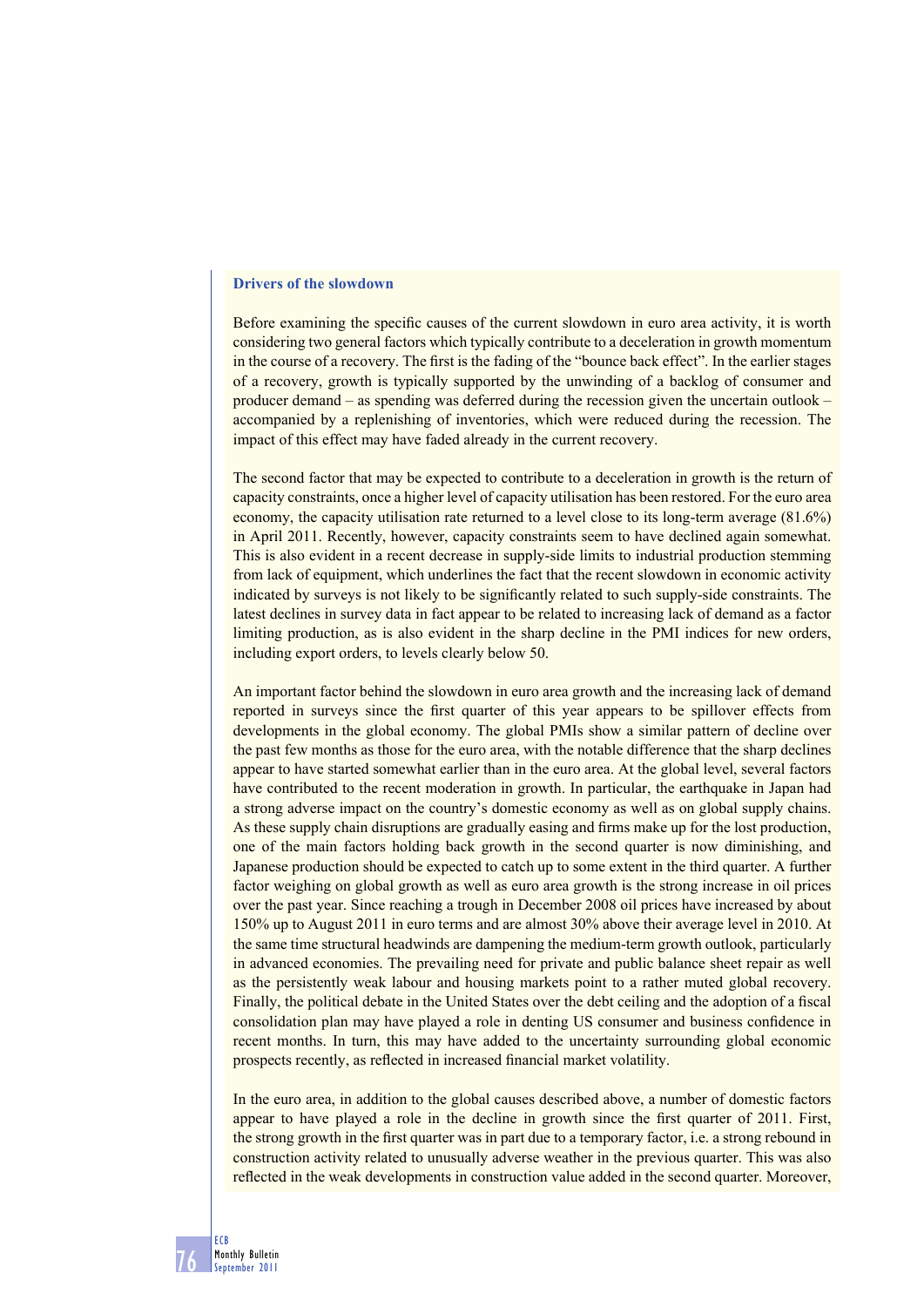### Drivers of the slowdown

Before examining the specific causes of the current slowdown in euro area activity, it is worth considering two general factors which typically contribute to a deceleration in growth momentum in the course of a recovery. The first is the fading of the "bounce back effect". In the earlier stages of a recovery, growth is typically supported by the unwinding of a backlog of consumer and producer demand – as spending was deferred during the recession given the uncertain outlook – accompanied by a replenishing of inventories, which were reduced during the recession. The impact of this effect may have faded already in the current recovery.

The second factor that may be expected to contribute to a deceleration in growth is the return of capacity constraints, once a higher level of capacity utilisation has been restored. For the euro area economy, the capacity utilisation rate returned to a level close to its long-term average (81.6%) in April 2011. Recently, however, capacity constraints seem to have declined again somewhat. This is also evident in a recent decrease in supply-side limits to industrial production stemming from lack of equipment, which underlines the fact that the recent slowdown in economic activity indicated by surveys is not likely to be significantly related to such supply-side constraints. The latest declines in survey data in fact appear to be related to increasing lack of demand as a factor limiting production, as is also evident in the sharp decline in the PMI indices for new orders, including export orders, to levels clearly below 50.

An important factor behind the slowdown in euro area growth and the increasing lack of demand reported in surveys since the first quarter of this year appears to be spillover effects from developments in the global economy. The global PMIs show a similar pattern of decline over the past few months as those for the euro area, with the notable difference that the sharp declines appear to have started somewhat earlier than in the euro area. At the global level, several factors have contributed to the recent moderation in growth. In particular, the earthquake in Japan had a strong adverse impact on the country's domestic economy as well as on global supply chains. As these supply chain disruptions are gradually easing and firms make up for the lost production, one of the main factors holding back growth in the second quarter is now diminishing, and Japanese production should be expected to catch up to some extent in the third quarter. A further factor weighing on global growth as well as euro area growth is the strong increase in oil prices over the past year. Since reaching a trough in December 2008 oil prices have increased by about 150% up to August 2011 in euro terms and are almost 30% above their average level in 2010. At the same time structural headwinds are dampening the medium-term growth outlook, particularly in advanced economies. The prevailing need for private and public balance sheet repair as well as the persistently weak labour and housing markets point to a rather muted global recovery. Finally, the political debate in the United States over the debt ceiling and the adoption of a fiscal consolidation plan may have played a role in denting US consumer and business confidence in recent months. In turn, this may have added to the uncertainty surrounding global economic prospects recently, as reflected in increased financial market volatility.

In the euro area, in addition to the global causes described above, a number of domestic factors appear to have played a role in the decline in growth since the first quarter of 2011. First, the strong growth in the first quarter was in part due to a temporary factor, i.e. a strong rebound in construction activity related to unusually adverse weather in the previous quarter. This was also reflected in the weak developments in construction value added in the second quarter. Moreover,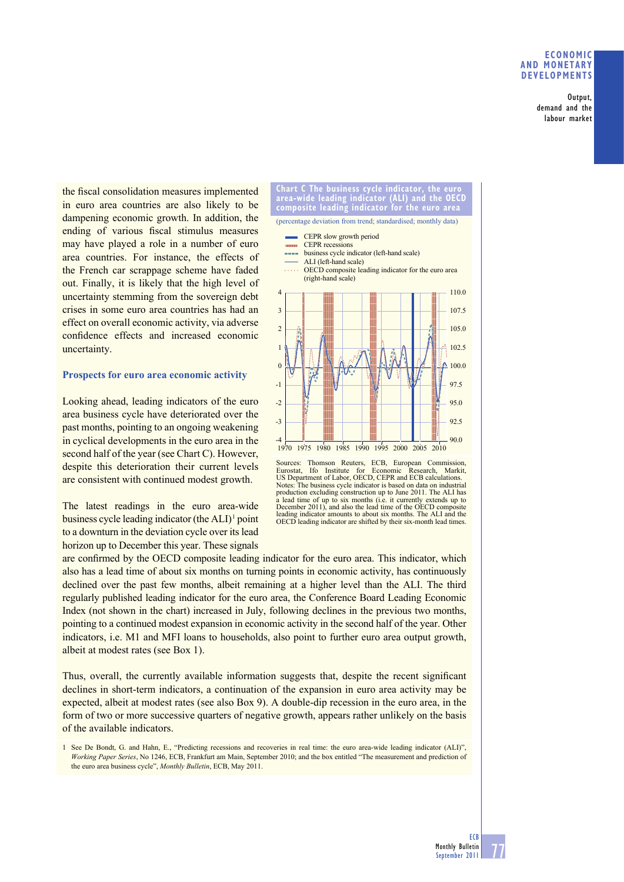the fiscal consolidation measures implemented in euro area countries are also likely to be dampening economic growth. In addition, the ending of various fiscal stimulus measures may have played a role in a number of euro area countries. For instance, the effects of the French car scrappage scheme have faded out. Finally, it is likely that the high level of uncertainty stemming from the sovereign debt crises in some euro area countries has had an effect on overall economic activity, via adverse confidence effects and increased economic uncertainty.

### Prospects for euro area economic activity

Looking ahead, leading indicators of the euro area business cycle have deteriorated over the past months, pointing to an ongoing weakening in cyclical developments in the euro area in the second half of the year (see Chart C). However, despite this deterioration their current levels are consistent with continued modest growth.

The latest readings in the euro area-wide business cycle leading indicator (the ALI)[1] point to a downturn in the deviation cycle over its lead horizon up to December this year. These signals are confirmed by the OECD composite leading indicator for the euro area. This indicator, which also has a lead time of about six months on turning points in economic activity, has continuously declined over the past few months, albeit remaining at a higher level than the ALI. The third regularly published leading indicator for the euro area, the Conference Board Leading Economic Index (not shown in the chart) increased in July, following declines in the previous two months, pointing to a continued modest expansion in economic activity in the second half of the year. Other indicators, i.e. M1 and MFI loans to households, also point to further euro area output growth, albeit at modest rates (see Box 1).

Thus, overall, the currently available information suggests that, despite the recent significant declines in short-term indicators, a continuation of the expansion in euro area activity may be expected, albeit at modest rates (see also Box 9). A double-dip recession in the euro area, in the form of two or more successive quarters of negative growth, appears rather unlikely on the basis of the available indicators.

**Chart C The business cycle indicator, the euro area-wide leading indicator (ALI) and the OECD composite leading indicator for the euro area**

(percentage deviation from trend; standardised; monthly data)

CEPR slow growth period
CEPR recessions
business cycle indicator (left-hand scale)
ALI (left-hand scale)
OECD composite leading indicator for the euro area (right-hand scale)

4, 3, 2, 1, 0, -1, -2, -3, -4
110.0, 107.5, 105.0, 102.5, 100.0, 97.5, 95.0, 92.5, 90.0
1970 1975 1980 1985 1990 1995 2000 2005 2010

Sources: Thomson Reuters, ECB, European Commission, Eurostat, Ifo Institute for Economic Research, Markit, US Department of Labor, OECD, CEPR and ECB calculations.
Notes: The business cycle indicator is based on data on industrial production excluding construction up to June 2011. The ALI has a lead time of up to six months (i.e. it currently extends up to December 2011), and also the lead time of the OECD composite leading indicator amounts to about six months. The ALI and the OECD leading indicator are shifted by their six-month lead times.

1 See De Bondt, G. and Hahn, E., "Predicting recessions and recoveries in real time: the euro area-wide leading indicator (ALI)", *Working Paper Series*, No 1246, ECB, Frankfurt am Main, September 2010; and the box entitled "The measurement and prediction of the euro area business cycle", *Monthly Bulletin*, ECB, May 2011.